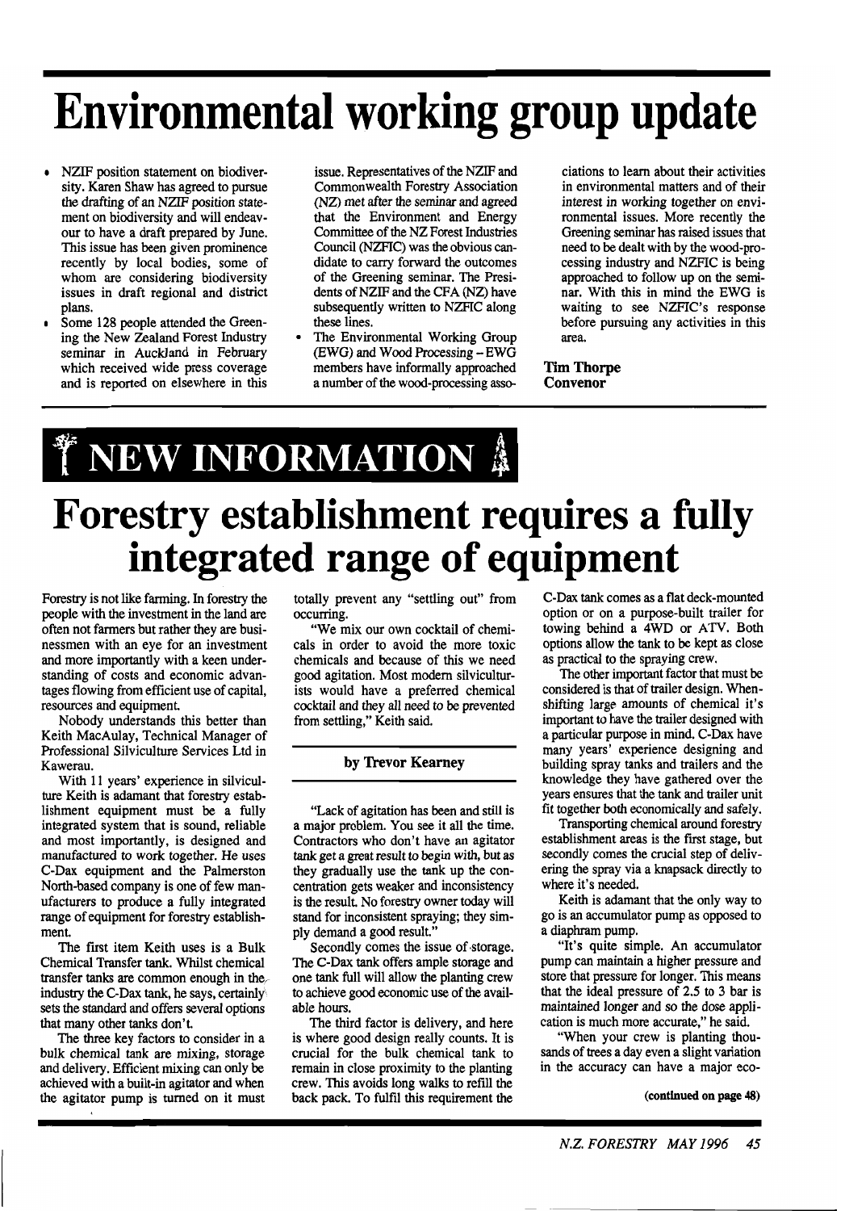# Environmental working group update

- NZIF position statement on biodiversity. Karen Shaw has agreed to pursue the drafting of an NZIF position statement on biodiversity and will endeavour to have a draft prepared by June. This issue has been given prominence recently by local bodies, some of whom are considering biodiversity issues in draft regional and district plans.
- Some 128 people attended the Greening the New Zealand Forest Industry seminar in Auckland in February which received wide press coverage and is reported on elsewhere in this issue. Representatives of the NZIF and Commonwealth Forestry Association (NZ) met after the seminar and agreed that the Environment and Energy Committee of the NZ Forest Industries Council (NZFIC) was the obvious candidate to carry forward the outcomes of the Greening seminar. The Presidents of NZIF and the CFA (NZ) have subsequently written to NZFIC along these lines.
- The Environmental Working Group (EWG) and Wood Processing – EWG members have informally approached a number of the wood-processing associations to learn about their activities in environmental matters and of their interest in working together on environmental issues. More recently the Greening seminar has raised issues that need to be dealt with by the wood-processing industry and NZFIC is being approached to follow up on the seminar. With this in mind the EWG is waiting to see NZFIC's response before pursuing any activities in this area.

**Tim Thorpe**
**Convenor**

# NEW INFORMATION

## Forestry establishment requires a fully integrated range of equipment

**by Trevor Kearney**

Forestry is not like farming. In forestry the people with the investment in the land are often not farmers but rather they are businessmen with an eye for an investment and more importantly with a keen understanding of costs and economic advantages flowing from efficient use of capital, resources and equipment.

Nobody understands this better than Keith MacAulay, Technical Manager of Professional Silviculture Services Ltd in Kawerau.

With 11 years' experience in silviculture Keith is adamant that forestry establishment equipment must be a fully integrated system that is sound, reliable and most importantly, is designed and manufactured to work together. He uses C-Dax equipment and the Palmerston North-based company is one of few manufacturers to produce a fully integrated range of equipment for forestry establishment.

The first item Keith uses is a Bulk Chemical Transfer tank. Whilst chemical transfer tanks are common enough in the industry the C-Dax tank, he says, certainly sets the standard and offers several options that many other tanks don't.

The three key factors to consider in a bulk chemical tank are mixing, storage and delivery. Efficient mixing can only be achieved with a built-in agitator and when the agitator pump is turned on it must totally prevent any "settling out" from occurring.

"We mix our own cocktail of chemicals in order to avoid the more toxic chemicals and because of this we need good agitation. Most modern silviculturists would have a preferred chemical cocktail and they all need to be prevented from settling," Keith said.

"Lack of agitation has been and still is a major problem. You see it all the time. Contractors who don't have an agitator tank get a great result to begin with, but as they gradually use the tank up the concentration gets weaker and inconsistency is the result. No forestry owner today will stand for inconsistent spraying; they simply demand a good result."

Secondly comes the issue of storage. The C-Dax tank offers ample storage and one tank full will allow the planting crew to achieve good economic use of the available hours.

The third factor is delivery, and here is where good design really counts. It is crucial for the bulk chemical tank to remain in close proximity to the planting crew. This avoids long walks to refill the back pack. To fulfil this requirement the C-Dax tank comes as a flat deck-mounted option or on a purpose-built trailer for towing behind a 4WD or ATV. Both options allow the tank to be kept as close as practical to the spraying crew.

The other important factor that must be considered is that of trailer design. When shifting large amounts of chemical it's important to have the trailer designed with a particular purpose in mind. C-Dax have many years' experience designing and building spray tanks and trailers and the knowledge they have gathered over the years ensures that the tank and trailer unit fit together both economically and safely.

Transporting chemical around forestry establishment areas is the first stage, but secondly comes the crucial step of delivering the spray via a knapsack directly to where it's needed.

Keith is adamant that the only way to go is an accumulator pump as opposed to a diaphragm pump.

"It's quite simple. An accumulator pump can maintain a higher pressure and store that pressure for longer. This means that the ideal pressure of 2.5 to 3 bar is maintained longer and so the dose application is much more accurate," he said.

"When your crew is planting thousands of trees a day even a slight variation in the accuracy can have a major eco-

**(continued on page 48)**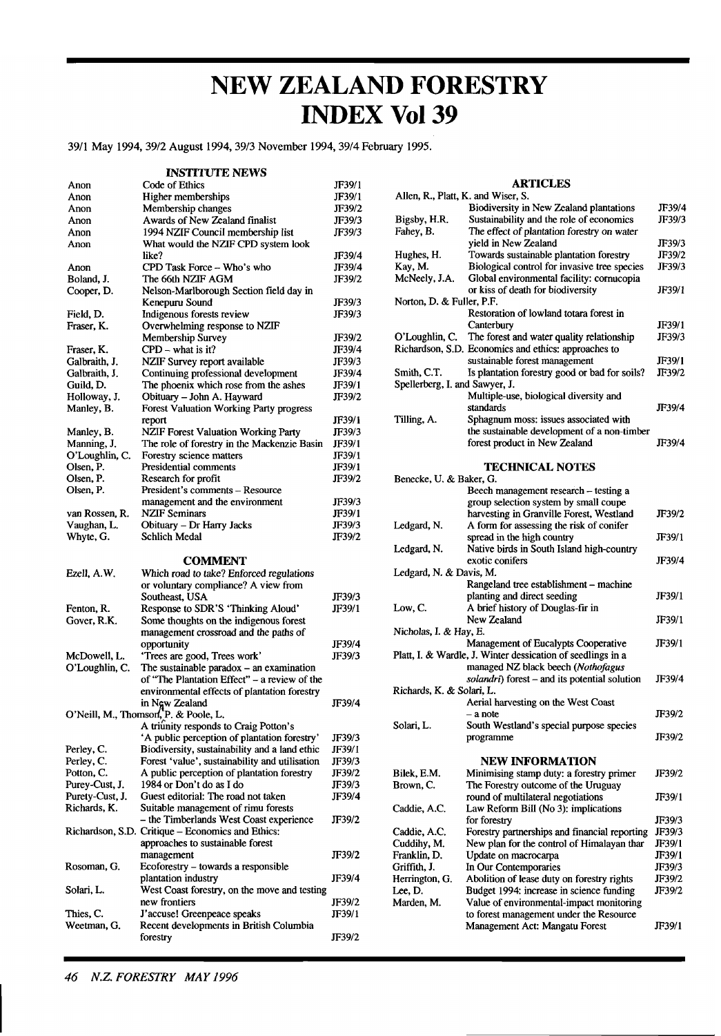# NEW ZEALAND FORESTRY INDEX Vol 39

39/1 May 1994, 39/2 August 1994, 39/3 November 1994, 39/4 February 1995.

## INSTITUTE NEWS

| Author | Title | Issue |
|---|---|---|
| Anon | Code of Ethics | JF39/1 |
| Anon | Higher memberships | JF39/1 |
| Anon | Membership changes | JF39/2 |
| Anon | Awards of New Zealand finalist | JF39/3 |
| Anon | 1994 NZIF Council membership list | JF39/3 |
| Anon | What would the NZIF CPD system look like? | JF39/4 |
| Anon | CPD Task Force – Who's who | JF39/4 |
| Boland, J. | The 66th NZIF AGM | JF39/2 |
| Cooper, D. | Nelson-Marlborough Section field day in Kenepuru Sound | JF39/3 |
| Field, D. | Indigenous forests review | JF39/3 |
| Fraser, K. | Overwhelming response to NZIF Membership Survey | JF39/2 |
| Fraser, K. | CPD – what is it? | JF39/4 |
| Galbraith, J. | NZIF Survey report available | JF39/3 |
| Galbraith, J. | Continuing professional development | JF39/4 |
| Guild, D. | The phoenix which rose from the ashes | JF39/1 |
| Holloway, J. | Obituary – John A. Hayward | JF39/2 |
| Manley, B. | Forest Valuation Working Party progress report | JF39/1 |
| Manley, B. | NZIF Forest Valuation Working Party | JF39/3 |
| Manning, J. | The role of forestry in the Mackenzie Basin | JF39/1 |
| O'Loughlin, C. | Forestry science matters | JF39/1 |
| Olsen, P. | Presidential comments | JF39/1 |
| Olsen, P. | Research for profit | JF39/2 |
| Olsen, P. | President's comments – Resource management and the environment | JF39/3 |
| van Rossen, R. | NZIF Seminars | JF39/1 |
| Vaughan, L. | Obituary – Dr Harry Jacks | JF39/3 |
| Whyte, G. | Schlich Medal | JF39/2 |

## COMMENT

| Author | Title | Issue |
|---|---|---|
| Ezell, A.W. | Which road to take? Enforced regulations or voluntary compliance? A view from Southeast, USA | JF39/3 |
| Fenton, R. | Response to SDR'S 'Thinking Aloud' | JF39/1 |
| Gover, R.K. | Some thoughts on the indigenous forest management crossroad and the paths of opportunity | JF39/4 |
| McDowell, L. | 'Trees are good, Trees work' | JF39/3 |
| O'Loughlin, C. | The sustainable paradox – an examination of "The Plantation Effect" – a review of the environmental effects of plantation forestry in New Zealand | JF39/4 |
| O'Neill, M., Thomson, P. & Poole, L. | A triunity responds to Craig Potton's 'A public perception of plantation forestry' | JF39/3 |
| Perley, C. | Biodiversity, sustainability and a land ethic | JF39/1 |
| Perley, C. | Forest 'value', sustainability and utilisation | JF39/3 |
| Potton, C. | A public perception of plantation forestry | JF39/2 |
| Purey-Cust, J. | 1984 or Don't do as I do | JF39/3 |
| Purety-Cust, J. | Guest editorial: The road not taken | JF39/4 |
| Richards, K. | Suitable management of rimu forests – the Timberlands West Coast experience | JF39/2 |
| Richardson, S.D. | Critique – Economics and Ethics: approaches to sustainable forest management | JF39/2 |
| Rosoman, G. | Ecoforestry – towards a responsible plantation industry | JF39/4 |
| Solari, L. | West Coast forestry, on the move and testing new frontiers | JF39/2 |
| Thies, C. | J'accuse! Greenpeace speaks | JF39/1 |
| Weetman, G. | Recent developments in British Columbia forestry | JF39/2 |

## ARTICLES

| Author | Title | Issue |
|---|---|---|
| Allen, R., Platt, K. and Wiser, S. | Biodiversity in New Zealand plantations | JF39/4 |
| Bigsby, H.R. | Sustainability and the role of economics | JF39/3 |
| Fahey, B. | The effect of plantation forestry on water yield in New Zealand | JF39/3 |
| Hughes, H. | Towards sustainable plantation forestry | JF39/2 |
| Kay, M. | Biological control for invasive tree species | JF39/3 |
| McNeely, J.A. | Global environmental facility: cornucopia or kiss of death for biodiversity | JF39/1 |
| Norton, D. & Fuller, P.F. | Restoration of lowland totara forest in Canterbury | JF39/1 |
| O'Loughlin, C. | The forest and water quality relationship | JF39/3 |
| Richardson, S.D. | Economics and ethics: approaches to sustainable forest management | JF39/1 |
| Smith, C.T. | Is plantation forestry good or bad for soils? | JF39/2 |
| Spellerberg, I. and Sawyer, J. | Multiple-use, biological diversity and standards | JF39/4 |
| Tilling, A. | Sphagnum moss: issues associated with the sustainable development of a non-timber forest product in New Zealand | JF39/4 |

## TECHNICAL NOTES

| Author | Title | Issue |
|---|---|---|
| Benecke, U. & Baker, G. | Beech management research – testing a group selection system by small coupe harvesting in Granville Forest, Westland | JF39/2 |
| Ledgard, N. | A form for assessing the risk of conifer spread in the high country | JF39/1 |
| Ledgard, N. | Native birds in South Island high-country exotic conifers | JF39/4 |
| Ledgard, N. & Davis, M. | Rangeland tree establishment – machine planting and direct seeding | JF39/1 |
| Low, C. | A brief history of Douglas-fir in New Zealand | JF39/1 |
| Nicholas, I. & Hay, E. | Management of Eucalypts Cooperative | JF39/1 |
| Platt, I. & Wardle, J. | Winter dessication of seedlings in a managed NZ black beech (*Nothofagus solandri*) forest – and its potential solution | JF39/4 |
| Richards, K. & Solari, L. | Aerial harvesting on the West Coast – a note | JF39/2 |
| Solari, L. | South Westland's special purpose species programme | JF39/2 |

## NEW INFORMATION

| Author | Title | Issue |
|---|---|---|
| Bilek, E.M. | Minimising stamp duty: a forestry primer | JF39/2 |
| Brown, C. | The Forestry outcome of the Uruguay round of multilateral negotiations | JF39/1 |
| Caddie, A.C. | Law Reform Bill (No 3): implications for forestry | JF39/3 |
| Caddie, A.C. | Forestry partnerships and financial reporting | JF39/3 |
| Cuddihy, M. | New plan for the control of Himalayan thar | JF39/1 |
| Franklin, D. | Update on macrocarpa | JF39/1 |
| Griffith, J. | In Our Contemporaries | JF39/3 |
| Herrington, G. | Abolition of lease duty on forestry rights | JF39/2 |
| Lee, D. | Budget 1994: increase in science funding | JF39/2 |
| Marden, M. | Value of environmental-impact monitoring to forest management under the Resource Management Act: Mangatu Forest | JF39/1 |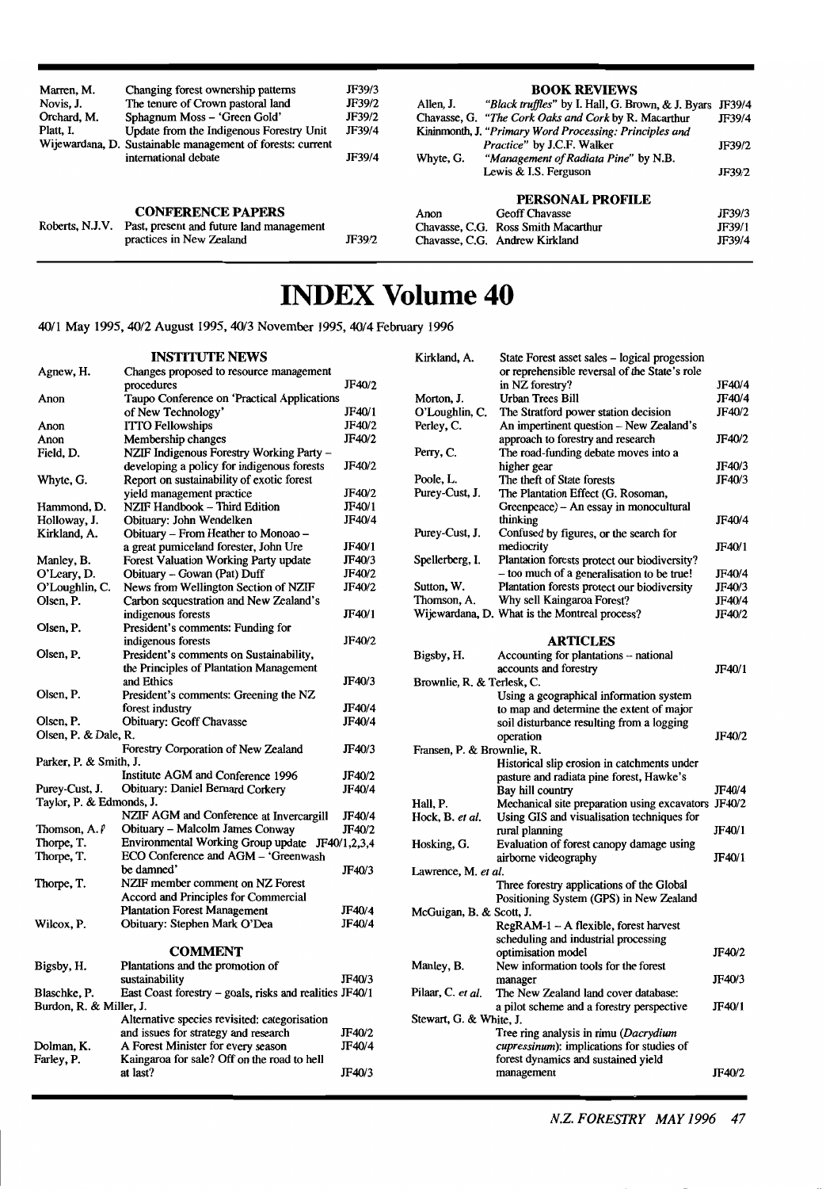| | | |
|---|---|---|
| Marren, M. | Changing forest ownership patterns | JF39/3 |
| Novis, J. | The tenure of Crown pastoral land | JF39/2 |
| Orchard, M. | Sphagnum Moss – 'Green Gold' | JF39/2 |
| Platt, I. | Update from the Indigenous Forestry Unit | JF39/4 |
| Wijewardana, D. | Sustainable management of forests: current international debate | JF39/4 |

### CONFERENCE PAPERS

| | | |
|---|---|---|
| Roberts, N.J.V. | Past, present and future land management practices in New Zealand | JF39/2 |

### BOOK REVIEWS

| | | |
|---|---|---|
| Allen, J. | *"Black truffles"* by I. Hall, G. Brown, & J. Byars | JF39/4 |
| Chavasse, G. | *"The Cork Oaks and Cork* by R. Macarthur | JF39/4 |
| Kininmonth, J. | *"Primary Word Processing: Principles and Practice"* by J.C.F. Walker | JF39/2 |
| Whyte, G. | *"Management of Radiata Pine"* by N.B. Lewis & I.S. Ferguson | JF39/2 |

### PERSONAL PROFILE

| | | |
|---|---|---|
| Anon | Geoff Chavasse | JF39/3 |
| Chavasse, C.G. | Ross Smith Macarthur | JF39/1 |
| Chavasse, C.G. | Andrew Kirkland | JF39/4 |

# INDEX Volume 40

40/1 May 1995, 40/2 August 1995, 40/3 November 1995, 40/4 February 1996

### INSTITUTE NEWS

| | | |
|---|---|---|
| Agnew, H. | Changes proposed to resource management procedures | JF40/2 |
| Anon | Taupo Conference on 'Practical Applications of New Technology' | JF40/1 |
| Anon | ITTO Fellowships | JF40/2 |
| Anon | Membership changes | JF40/2 |
| Field, D. | NZIF Indigenous Forestry Working Party – developing a policy for indigenous forests | JF40/2 |
| Whyte, G. | Report on sustainability of exotic forest yield management practice | JF40/2 |
| Hammond, D. | NZIF Handbook – Third Edition | JF40/1 |
| Holloway, J. | Obituary: John Wendelken | JF40/4 |
| Kirkland, A. | Obituary – From Heather to Monoao – a great pumiceland forester, John Ure | JF40/1 |
| Manley, B. | Forest Valuation Working Party update | JF40/3 |
| O'Leary, D. | Obituary – Gowan (Pat) Duff | JF40/2 |
| O'Loughlin, C. | News from Wellington Section of NZIF | JF40/2 |
| Olsen, P. | Carbon sequestration and New Zealand's indigenous forests | JF40/1 |
| Olsen, P. | President's comments: Funding for indigenous forests | JF40/2 |
| Olsen, P. | President's comments on Sustainability, the Principles of Plantation Management and Ethics | JF40/3 |
| Olsen, P. | President's comments: Greening the NZ forest industry | JF40/4 |
| Olsen, P. | Obituary: Geoff Chavasse | JF40/4 |
| Olsen, P. & Dale, R. | Forestry Corporation of New Zealand | JF40/3 |
| Parker, P. & Smith, J. | Institute AGM and Conference 1996 | JF40/2 |
| Purey-Cust, J. | Obituary: Daniel Bernard Corkery | JF40/4 |
| Taylor, P. & Edmonds, J. | NZIF AGM and Conference at Invercargill | JF40/4 |
| Thomson, A. P. | Obituary – Malcolm James Conway | JF40/2 |
| Thorpe, T. | Environmental Working Group update | JF40/1,2,3,4 |
| Thorpe, T. | ECO Conference and AGM – 'Greenwash be damned' | JF40/3 |
| Thorpe, T. | NZIF member comment on NZ Forest Accord and Principles for Commercial Plantation Forest Management | JF40/4 |
| Wilcox, P. | Obituary: Stephen Mark O'Dea | JF40/4 |

### COMMENT

| | | |
|---|---|---|
| Bigsby, H. | Plantations and the promotion of sustainability | JF40/3 |
| Blaschke, P. | East Coast forestry – goals, risks and realities | JF40/1 |
| Burdon, R. & Miller, J. | Alternative species revisited: categorisation and issues for strategy and research | JF40/2 |
| Dolman, K. | A Forest Minister for every season | JF40/4 |
| Farley, P. | Kaingaroa for sale? Off on the road to hell at last? | JF40/3 |
| Kirkland, A. | State Forest asset sales – logical progession or reprehensible reversal of the State's role in NZ forestry? | JF40/4 |
| Morton, J. | Urban Trees Bill | JF40/4 |
| O'Loughlin, C. | The Stratford power station decision | JF40/2 |
| Perley, C. | An impertinent question – New Zealand's approach to forestry and research | JF40/2 |
| Perry, C. | The road-funding debate moves into a higher gear | JF40/3 |
| Poole, L. | The theft of State forests | JF40/3 |
| Purey-Cust, J. | The Plantation Effect (G. Rosoman, Greenpeace) – An essay in monocultural thinking | JF40/4 |
| Purey-Cust, J. | Confused by figures, or the search for mediocrity | JF40/1 |
| Spellerberg, I. | Plantation forests protect our biodiversity? – too much of a generalisation to be true! | JF40/4 |
| Sutton, W. | Plantation forests protect our biodiversity | JF40/3 |
| Thomson, A. | Why sell Kaingaroa Forest? | JF40/4 |
| Wijewardana, D. | What is the Montreal process? | JF40/2 |

### ARTICLES

| | | |
|---|---|---|
| Bigsby, H. | Accounting for plantations – national accounts and forestry | JF40/1 |
| Brownlie, R. & Terlesk, C. | Using a geographical information system to map and determine the extent of major soil disturbance resulting from a logging operation | JF40/2 |
| Fransen, P. & Brownlie, R. | Historical slip erosion in catchments under pasture and radiata pine forest, Hawke's Bay hill country | JF40/4 |
| Hall, P. | Mechanical site preparation using excavators | JF40/2 |
| Hock, B. *et al.* | Using GIS and visualisation techniques for rural planning | JF40/1 |
| Hosking, G. | Evaluation of forest canopy damage using airborne videography | JF40/1 |
| Lawrence, M. *et al.* | Three forestry applications of the Global Positioning System (GPS) in New Zealand | |
| McGuigan, B. & Scott, J. | RegRAM-1 – A flexible, forest harvest scheduling and industrial processing optimisation model | JF40/2 |
| Manley, B. | New information tools for the forest manager | JF40/3 |
| Pilaar, C. *et al.* | The New Zealand land cover database: a pilot scheme and a forestry perspective | JF40/1 |
| Stewart, G. & White, J. | Tree ring analysis in rimu (*Dacrydium cupressinum*): implications for studies of forest dynamics and sustained yield management | JF40/2 |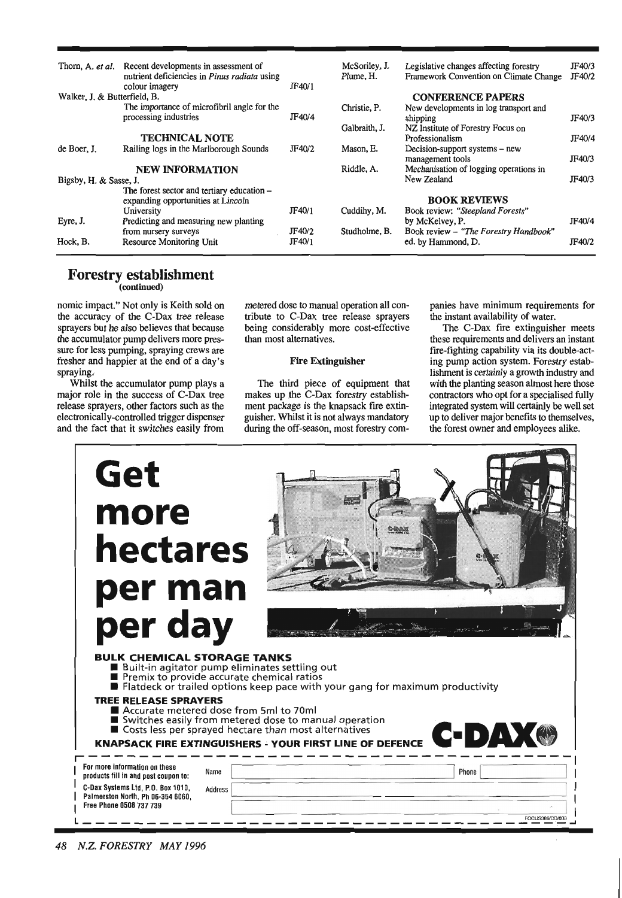| | | | | | |
|---|---|---|---|---|---|
| Thorn, A. *et al.* | Recent developments in assessment of nutrient deficiencies in *Pinus radiata* using colour imagery | JF40/1 | McSoriley, J. | Legislative changes affecting forestry | JF40/3 |
| | | | Plume, H. | Framework Convention on Climate Change | JF40/2 |
| Walker, J. & Butterfield, B. | The importance of microfibril angle for the processing industries | JF40/4 | | **CONFERENCE PAPERS** | |
| | | | Christie, P. | New developments in log transport and shipping | JF40/3 |
| | **TECHNICAL NOTE** | | Galbraith, J. | NZ Institute of Forestry Focus on Professionalism | JF40/4 |
| de Boer, J. | Railing logs in the Marlborough Sounds | JF40/2 | Mason, E. | Decision-support systems – new management tools | JF40/3 |
| | **NEW INFORMATION** | | Riddle, A. | Mechanisation of logging operations in New Zealand | JF40/3 |
| Bigsby, H. & Sasse, J. | The forest sector and tertiary education – expanding opportunities at Lincoln University | JF40/1 | | **BOOK REVIEWS** | |
| Eyre, J. | Predicting and measuring new planting from nursery surveys | JF40/2 | Cuddihy, M. | Book review: *"Steepland Forests"* by McKelvey, P. | JF40/4 |
| Hock, B. | Resource Monitoring Unit | JF40/1 | Studholme, B. | Book review – *"The Forestry Handbook"* ed. by Hammond, D. | JF40/2 |

## Forestry establishment
**(continued)**

nomic impact." Not only is Keith sold on the accuracy of the C-Dax tree release sprayers but he also believes that because the accumulator pump delivers more pressure for less pumping, spraying crews are fresher and happier at the end of a day's spraying.

Whilst the accumulator pump plays a major role in the success of C-Dax tree release sprayers, other factors such as the electronically-controlled trigger dispenser and the fact that it switches easily from metered dose to manual operation all contribute to C-Dax tree release sprayers being considerably more cost-effective than most alternatives.

### Fire Extinguisher

The third piece of equipment that makes up the C-Dax forestry establishment package is the knapsack fire extinguisher. Whilst it is not always mandatory during the off-season, most forestry companies have minimum requirements for the instant availability of water.

The C-Dax fire extinguisher meets these requirements and delivers an instant fire-fighting capability via its double-acting pump action system. Forestry establishment is certainly a growth industry and with the planting season almost here those contractors who opt for a specialised fully integrated system will certainly be well set up to deliver major benefits to themselves, the forest owner and employees alike.

# Get more hectares per man per day

**BULK CHEMICAL STORAGE TANKS**

- Built-in agitator pump eliminates settling out
- Premix to provide accurate chemical ratios
- Flatdeck or trailed options keep pace with your gang for maximum productivity

**TREE RELEASE SPRAYERS**

- Accurate metered dose from 5ml to 70ml
- Switches easily from metered dose to manual operation
- Costs less per sprayed hectare than most alternatives

**KNAPSACK FIRE EXTINGUISHERS - YOUR FIRST LINE OF DEFENCE**

**C-DAX**

For more information on these products fill in and post coupon to:
C-Dax Systems Ltd, P.O. Box 1010, Palmerston North. Ph 06-354 6060, Free Phone 0508 737 739

Name | Phone
Address

FOCUS386/CD/033